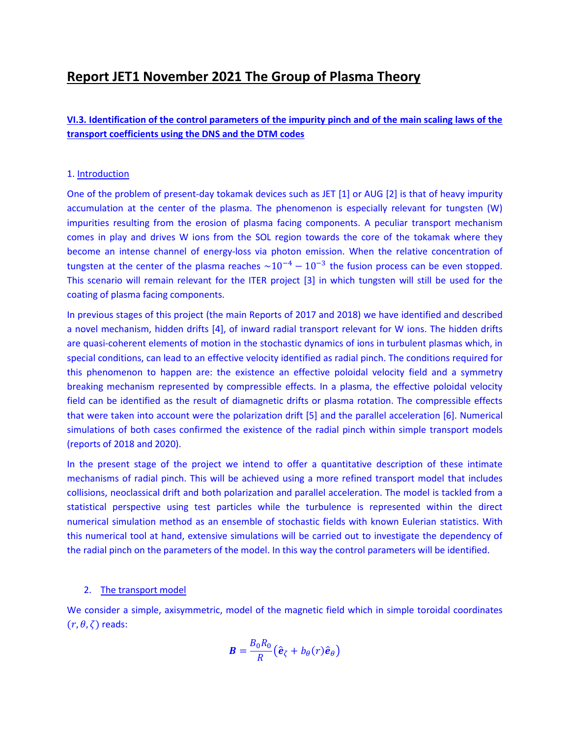# Report JET1 November 2021 The Group of Plasma Theory

## VI.3. Identification of the control parameters of the impurity pinch and of the main scaling laws of the transport coefficients using the DNS and the DTM codes

### 1. Introduction

One of the problem of present-day tokamak devices such as JET [1] or AUG [2] is that of heavy impurity accumulation at the center of the plasma. The phenomenon is especially relevant for tungsten (W) impurities resulting from the erosion of plasma facing components. A peculiar transport mechanism comes in play and drives W ions from the SOL region towards the core of the tokamak where they become an intense channel of energy-loss via photon emission. When the relative concentration of tungsten at the center of the plasma reaches $\sim 10^{-4} - 10^{-3}$ the fusion process can be even stopped. This scenario will remain relevant for the ITER project [3] in which tungsten will still be used for the coating of plasma facing components.

In previous stages of this project (the main Reports of 2017 and 2018) we have identified and described a novel mechanism, hidden drifts [4], of inward radial transport relevant for W ions. The hidden drifts are quasi-coherent elements of motion in the stochastic dynamics of ions in turbulent plasmas which, in special conditions, can lead to an effective velocity identified as radial pinch. The conditions required for this phenomenon to happen are: the existence an effective poloidal velocity field and a symmetry breaking mechanism represented by compressible effects. In a plasma, the effective poloidal velocity field can be identified as the result of diamagnetic drifts or plasma rotation. The compressible effects that were taken into account were the polarization drift [5] and the parallel acceleration [6]. Numerical simulations of both cases confirmed the existence of the radial pinch within simple transport models (reports of 2018 and 2020).

In the present stage of the project we intend to offer a quantitative description of these intimate mechanisms of radial pinch. This will be achieved using a more refined transport model that includes collisions, neoclassical drift and both polarization and parallel acceleration. The model is tackled from a statistical perspective using test particles while the turbulence is represented within the direct numerical simulation method as an ensemble of stochastic fields with known Eulerian statistics. With this numerical tool at hand, extensive simulations will be carried out to investigate the dependency of the radial pinch on the parameters of the model. In this way the control parameters will be identified.

### 2. The transport model

We consider a simple, axisymmetric, model of the magnetic field which in simple toroidal coordinates $(r, \theta, \zeta)$ reads:

$$\boldsymbol{B} = \frac{B_0 R_0}{R}\left(\hat{\boldsymbol{e}}_\zeta + b_\theta(r)\hat{\boldsymbol{e}}_\theta\right)$$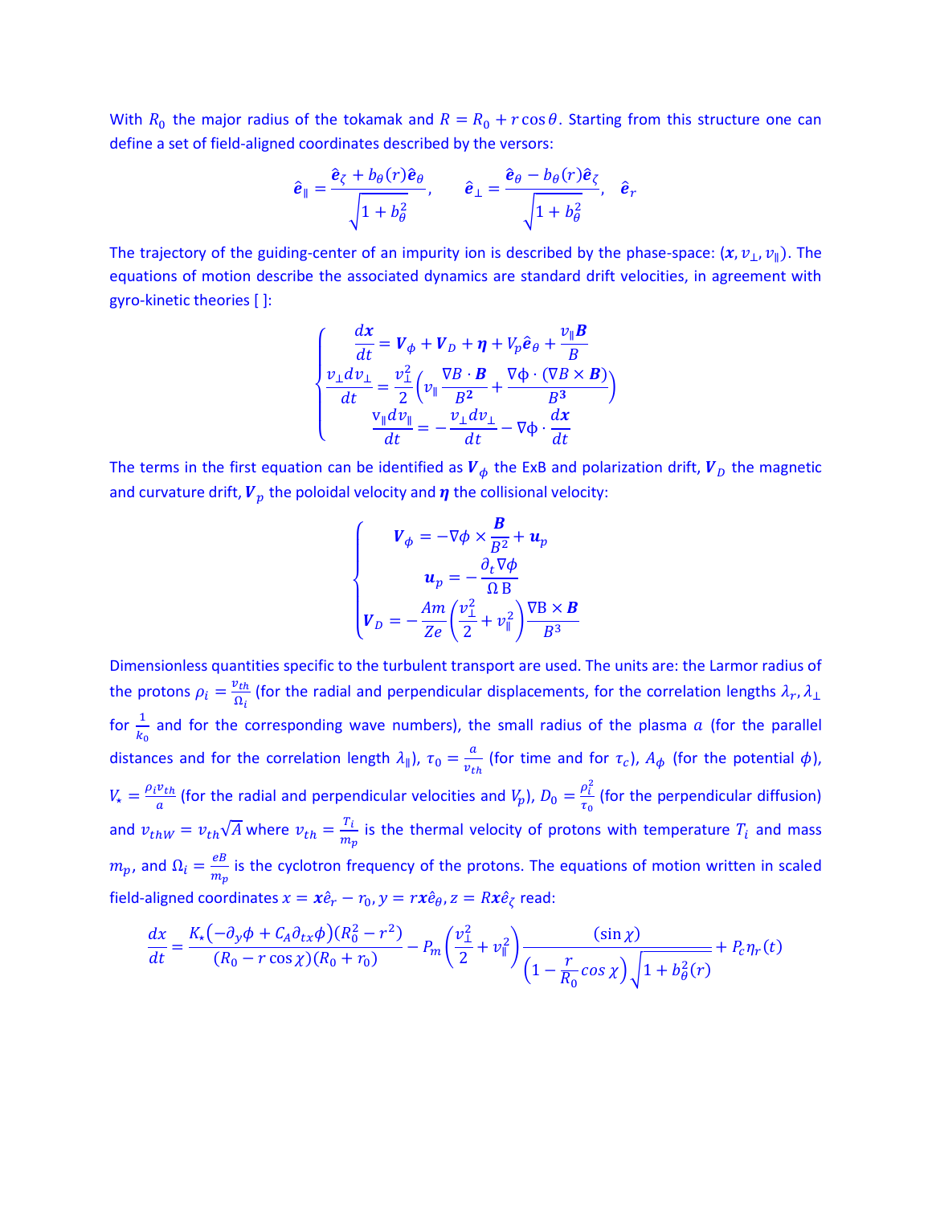With $R_0$ the major radius of the tokamak and $R = R_0 + r\cos\theta$. Starting from this structure one can define a set of field-aligned coordinates described by the versors:

$$\hat{\boldsymbol{e}}_\parallel = \frac{\hat{\boldsymbol{e}}_\zeta + b_\theta(r)\hat{\boldsymbol{e}}_\theta}{\sqrt{1+b_\theta^2}}, \qquad \hat{\boldsymbol{e}}_\perp = \frac{\hat{\boldsymbol{e}}_\theta - b_\theta(r)\hat{\boldsymbol{e}}_\zeta}{\sqrt{1+b_\theta^2}}, \quad \hat{\boldsymbol{e}}_r$$

The trajectory of the guiding-center of an impurity ion is described by the phase-space: $(\boldsymbol{x}, v_\perp, v_\parallel)$. The equations of motion describe the associated dynamics are standard drift velocities, in agreement with gyro-kinetic theories [ ]:

$$\begin{cases} \dfrac{d\boldsymbol{x}}{dt} = \boldsymbol{V}_\phi + \boldsymbol{V}_D + \boldsymbol{\eta} + V_p\hat{\boldsymbol{e}}_\theta + \dfrac{v_\parallel \boldsymbol{B}}{B} \\ \dfrac{v_\perp dv_\perp}{dt} = \dfrac{v_\perp^2}{2}\left(v_\parallel \dfrac{\nabla B \cdot \boldsymbol{B}}{B^2} + \dfrac{\nabla\phi \cdot (\nabla B \times \boldsymbol{B})}{B^3}\right) \\ \dfrac{v_\parallel dv_\parallel}{dt} = -\dfrac{v_\perp dv_\perp}{dt} - \nabla\phi \cdot \dfrac{d\boldsymbol{x}}{dt} \end{cases}$$

The terms in the first equation can be identified as $\boldsymbol{V}_\phi$ the ExB and polarization drift, $\boldsymbol{V}_D$ the magnetic and curvature drift, $\boldsymbol{V}_p$ the poloidal velocity and $\boldsymbol{\eta}$ the collisional velocity:

$$\begin{cases} \boldsymbol{V}_\phi = -\nabla\phi \times \dfrac{\boldsymbol{B}}{B^2} + \boldsymbol{u}_p \\ \boldsymbol{u}_p = -\dfrac{\partial_t \nabla\phi}{\Omega\,\mathrm{B}} \\ \boldsymbol{V}_D = -\dfrac{Am}{Ze}\left(\dfrac{v_\perp^2}{2} + v_\parallel^2\right)\dfrac{\nabla \mathrm{B} \times \boldsymbol{B}}{B^3} \end{cases}$$

Dimensionless quantities specific to the turbulent transport are used. The units are: the Larmor radius of the protons $\rho_i = \frac{v_{th}}{\Omega_i}$ (for the radial and perpendicular displacements, for the correlation lengths $\lambda_r, \lambda_\perp$ for $\frac{1}{k_0}$ and for the corresponding wave numbers), the small radius of the plasma $a$ (for the parallel distances and for the correlation length $\lambda_\parallel$), $\tau_0 = \frac{a}{v_{th}}$ (for time and for $\tau_c$), $A_\phi$ (for the potential $\phi$), $V_\star = \frac{\rho_i v_{th}}{a}$ (for the radial and perpendicular velocities and $V_p$), $D_0 = \frac{\rho_i^2}{\tau_0}$ (for the perpendicular diffusion) and $v_{thW} = v_{th}\sqrt{A}$ where $v_{th} = \frac{T_i}{m_p}$ is the thermal velocity of protons with temperature $T_i$ and mass $m_p$, and $\Omega_i = \frac{eB}{m_p}$ is the cyclotron frequency of the protons. The equations of motion written in scaled field-aligned coordinates $x = \boldsymbol{x}\hat{e}_r - r_0, y = r\boldsymbol{x}\hat{e}_\theta, z = R\boldsymbol{x}\hat{e}_\zeta$ read:

$$\frac{dx}{dt} = \frac{K_\star\left(-\partial_y\phi + C_A\partial_{tx}\phi\right)(R_0^2 - r^2)}{(R_0 - r\cos\chi)(R_0 + r_0)} - P_m\left(\frac{v_\perp^2}{2} + v_\parallel^2\right)\frac{(\sin\chi)}{\left(1 - \frac{r}{R_0}\cos\chi\right)\sqrt{1 + b_\theta^2(r)}} + P_c\eta_r(t)$$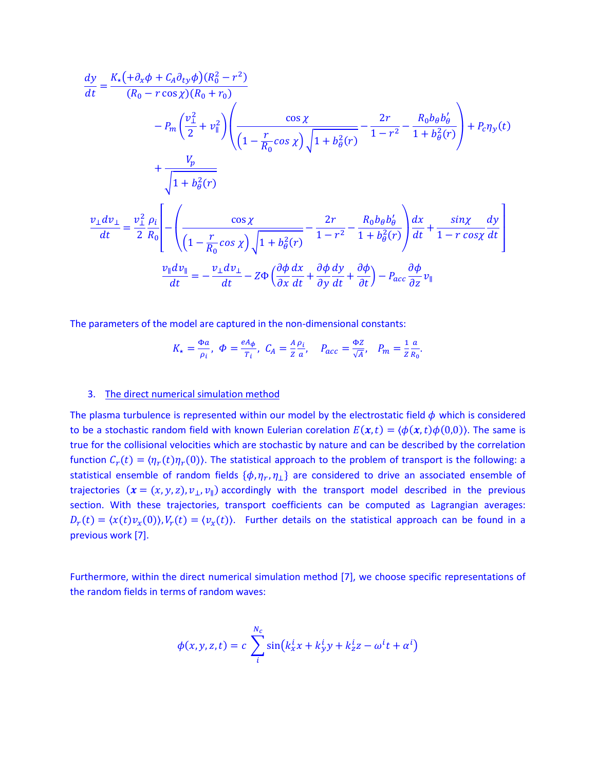$$\frac{dy}{dt} = \frac{K_\star\left(+\partial_x\phi + C_A\partial_{ty}\phi\right)(R_0^2 - r^2)}{(R_0 - r\cos\chi)(R_0 + r_0)}$$

$$- P_m\left(\frac{v_\perp^2}{2} + v_\parallel^2\right)\left(\frac{\cos\chi}{\left(1 - \frac{r}{R_0}\cos\chi\right)\sqrt{1 + b_\theta^2(r)}} - \frac{2r}{1 - r^2} - \frac{R_0 b_\theta b_\theta'}{1 + b_\theta^2(r)}\right) + P_c\eta_y(t)$$

$$+ \frac{V_p}{\sqrt{1 + b_\theta^2(r)}}$$

$$\frac{v_\perp dv_\perp}{dt} = \frac{v_\perp^2}{2}\frac{\rho_i}{R_0}\left[-\left(\frac{\cos\chi}{\left(1 - \frac{r}{R_0}\cos\chi\right)\sqrt{1 + b_\theta^2(r)}} - \frac{2r}{1 - r^2} - \frac{R_0 b_\theta b_\theta'}{1 + b_\theta^2(r)}\right)\frac{dx}{dt} + \frac{\sin\chi}{1 - r\cos\chi}\frac{dy}{dt}\right]$$

$$\frac{v_\parallel dv_\parallel}{dt} = -\frac{v_\perp dv_\perp}{dt} - Z\Phi\left(\frac{\partial\phi}{\partial x}\frac{dx}{dt} + \frac{\partial\phi}{\partial y}\frac{dy}{dt} + \frac{\partial\phi}{\partial t}\right) - P_{acc}\frac{\partial\phi}{\partial z}v_\parallel$$

The parameters of the model are captured in the non-dimensional constants:

$$K_\star = \frac{\Phi a}{\rho_i},\ \ \Phi = \frac{eA_\phi}{T_i},\ \ C_A = \frac{A}{Z}\frac{\rho_i}{a},\quad P_{acc} = \frac{\Phi Z}{\sqrt{A}},\quad P_m = \frac{1}{Z}\frac{a}{R_0}.$$

## 3. The direct numerical simulation method

The plasma turbulence is represented within our model by the electrostatic field $\phi$ which is considered to be a stochastic random field with known Eulerian corelation $E(\boldsymbol{x},t) = \langle\phi(\boldsymbol{x},t)\phi(0,0)\rangle$. The same is true for the collisional velocities which are stochastic by nature and can be described by the correlation function $C_r(t) = \langle\eta_r(t)\eta_r(0)\rangle$. The statistical approach to the problem of transport is the following: a statistical ensemble of random fields $\{\phi, \eta_r, \eta_\perp\}$ are considered to drive an associated ensemble of trajectories $(\boldsymbol{x} = (x,y,z), v_\perp, v_\parallel)$ accordingly with the transport model described in the previous section. With these trajectories, transport coefficients can be computed as Lagrangian averages: $D_r(t) = \langle x(t)v_x(0)\rangle, V_r(t) = \langle v_x(t)\rangle$. Further details on the statistical approach can be found in a previous work [7].

Furthermore, within the direct numerical simulation method [7], we choose specific representations of the random fields in terms of random waves:

$$\phi(x,y,z,t) = c\sum_i^{N_c}\sin\left(k_x^i x + k_y^i y + k_z^i z - \omega^i t + \alpha^i\right)$$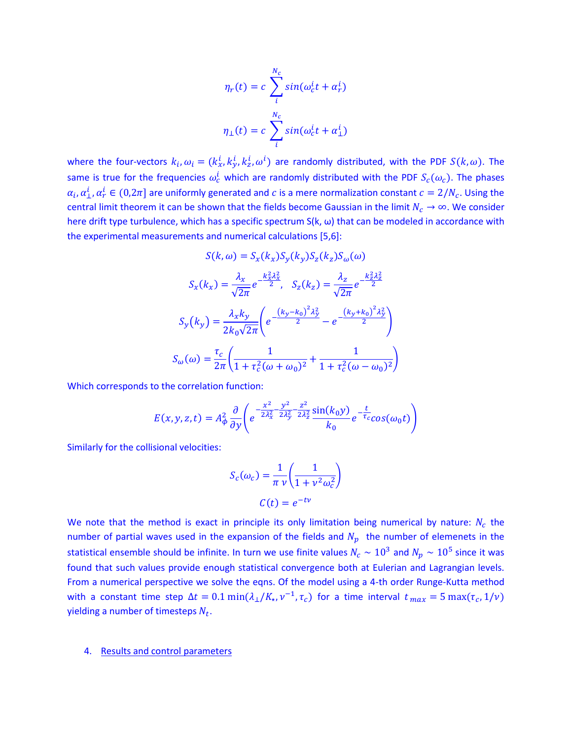$$\eta_r(t) = c\sum_{i}^{N_c} sin(\omega_c^i t + \alpha_r^i)$$

$$\eta_\perp(t) = c\sum_{i}^{N_c} sin(\omega_c^i t + \alpha_\perp^i)$$

where the four-vectors $k_i, \omega_i = (k_x^i, k_y^i, k_z^i, \omega^i)$ are randomly distributed, with the PDF $S(k,\omega)$. The same is true for the frequencies $\omega_c^i$ which are randomly distributed with the PDF $S_c(\omega_c)$. The phases $\alpha_i, \alpha_\perp^i, \alpha_r^i \in (0,2\pi]$ are uniformly generated and $c$ is a mere normalization constant $c = 2/N_c$. Using the central limit theorem it can be shown that the fields become Gaussian in the limit $N_c \to \infty$. We consider here drift type turbulence, which has a specific spectrum $S(k, \omega)$ that can be modeled in accordance with the experimental measurements and numerical calculations [5,6]:

$$S(k,\omega) = S_x(k_x)S_y(k_y)S_z(k_z)S_\omega(\omega)$$

$$S_x(k_x) = \frac{\lambda_x}{\sqrt{2\pi}} e^{-\frac{k_x^2\lambda_x^2}{2}}, \quad S_z(k_z) = \frac{\lambda_z}{\sqrt{2\pi}} e^{-\frac{k_z^2\lambda_z^2}{2}}$$

$$S_y(k_y) = \frac{\lambda_x k_y}{2k_0\sqrt{2\pi}}\left(e^{-\frac{(k_y-k_0)^2\lambda_y^2}{2}} - e^{-\frac{(k_y+k_0)^2\lambda_y^2}{2}}\right)$$

$$S_\omega(\omega) = \frac{\tau_c}{2\pi}\left(\frac{1}{1+\tau_c^2(\omega+\omega_0)^2} + \frac{1}{1+\tau_c^2(\omega-\omega_0)^2}\right)$$

Which corresponds to the correlation function:

$$E(x,y,z,t) = A_\phi^2 \frac{\partial}{\partial y}\left(e^{-\frac{x^2}{2\lambda_x^2}-\frac{y^2}{2\lambda_y^2}-\frac{z^2}{2\lambda_z^2}} \frac{\sin(k_0 y)}{k_0} e^{-\frac{t}{\tau_c}} cos(\omega_0 t)\right)$$

Similarly for the collisional velocities:

$$S_c(\omega_c) = \frac{1}{\pi\,\nu}\left(\frac{1}{1+\nu^2\omega_c^2}\right)$$

$$C(t) = e^{-t\nu}$$

We note that the method is exact in principle its only limitation being numerical by nature: $N_c$ the number of partial waves used in the expansion of the fields and $N_p$ the number of elemenets in the statistical ensemble should be infinite. In turn we use finite values $N_c \sim 10^3$ and $N_p \sim 10^5$ since it was found that such values provide enough statistical convergence both at Eulerian and Lagrangian levels. From a numerical perspective we solve the eqns. Of the model using a 4-th order Runge-Kutta method with a constant time step $\Delta t = 0.1\min(\lambda_\perp/K_\star, \nu^{-1}, \tau_c)$ for a time interval $t_{max} = 5\max(\tau_c, 1/\nu)$ yielding a number of timesteps $N_t$.

## 4. Results and control parameters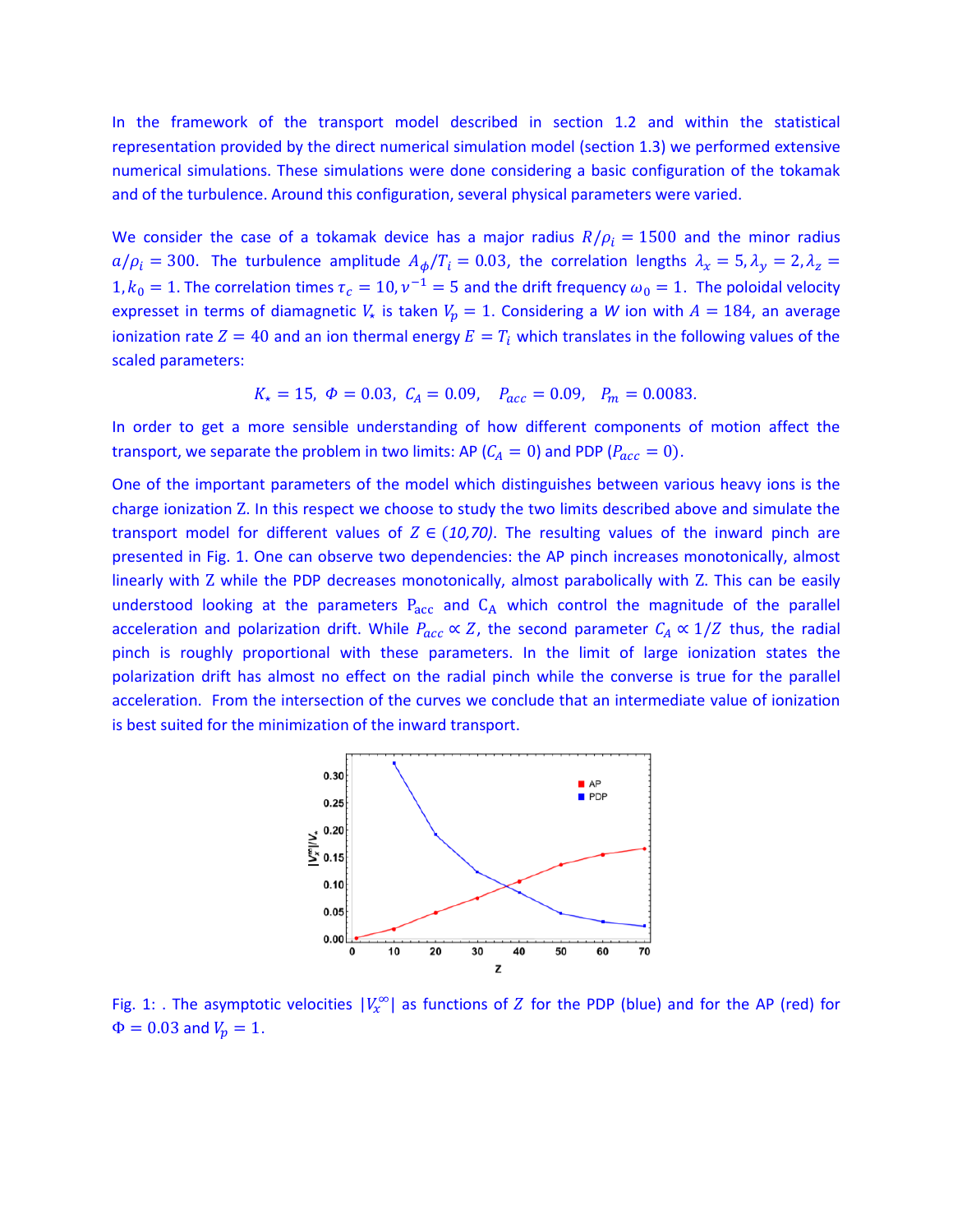In the framework of the transport model described in section 1.2 and within the statistical representation provided by the direct numerical simulation model (section 1.3) we performed extensive numerical simulations. These simulations were done considering a basic configuration of the tokamak and of the turbulence. Around this configuration, several physical parameters were varied.

We consider the case of a tokamak device has a major radius $R/\rho_i = 1500$ and the minor radius $a/\rho_i = 300$. The turbulence amplitude $A_\phi/T_i = 0.03$, the correlation lengths $\lambda_x = 5, \lambda_y = 2, \lambda_z = 1, k_0 = 1$. The correlation times $\tau_c = 10, \nu^{-1} = 5$ and the drift frequency $\omega_0 = 1$. The poloidal velocity expresset in terms of diamagnetic $V_\star$ is taken $V_p = 1$. Considering a $W$ ion with $A = 184$, an average ionization rate $Z = 40$ and an ion thermal energy $E = T_i$ which translates in the following values of the scaled parameters:

$$K_\star = 15,\ \Phi = 0.03,\ C_A = 0.09, \quad P_{acc} = 0.09, \quad P_m = 0.0083.$$

In order to get a more sensible understanding of how different components of motion affect the transport, we separate the problem in two limits: AP ($C_A = 0$) and PDP ($P_{acc} = 0$).

One of the important parameters of the model which distinguishes between various heavy ions is the charge ionization Z. In this respect we choose to study the two limits described above and simulate the transport model for different values of $Z \in (10,70)$. The resulting values of the inward pinch are presented in Fig. 1. One can observe two dependencies: the AP pinch increases monotonically, almost linearly with Z while the PDP decreases monotonically, almost parabolically with Z. This can be easily understood looking at the parameters $P_{acc}$ and $C_A$ which control the magnitude of the parallel acceleration and polarization drift. While $P_{acc} \propto Z$, the second parameter $C_A \propto 1/Z$ thus, the radial pinch is roughly proportional with these parameters. In the limit of large ionization states the polarization drift has almost no effect on the radial pinch while the converse is true for the parallel acceleration. From the intersection of the curves we conclude that an intermediate value of ionization is best suited for the minimization of the inward transport.

Fig. 1: . The asymptotic velocities $|V_x^\infty|$ as functions of $Z$ for the PDP (blue) and for the AP (red) for $\Phi = 0.03$ and $V_p = 1$.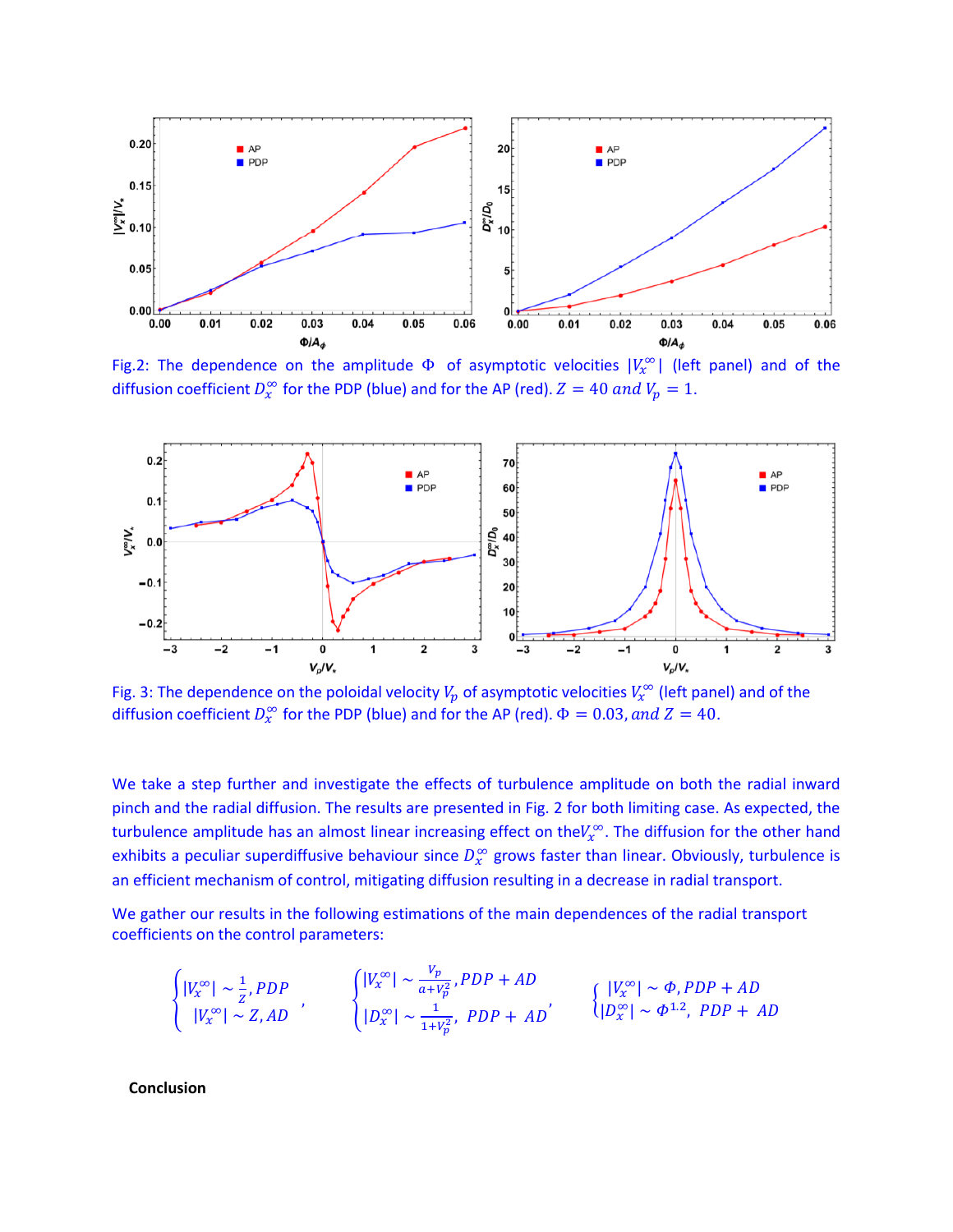Fig.2: The dependence on the amplitude $\Phi$ of asymptotic velocities $|V_x^\infty|$ (left panel) and of the diffusion coefficient $D_x^\infty$ for the PDP (blue) and for the AP (red). $Z = 40$ and $V_p = 1$.

Fig. 3: The dependence on the poloidal velocity $V_p$ of asymptotic velocities $V_x^\infty$ (left panel) and of the diffusion coefficient $D_x^\infty$ for the PDP (blue) and for the AP (red). $\Phi = 0.03$, and $Z = 40$.

We take a step further and investigate the effects of turbulence amplitude on both the radial inward pinch and the radial diffusion. The results are presented in Fig. 2 for both limiting case. As expected, the turbulence amplitude has an almost linear increasing effect on the$V_x^\infty$. The diffusion for the other hand exhibits a peculiar superdiffusive behaviour since $D_x^\infty$ grows faster than linear. Obviously, turbulence is an efficient mechanism of control, mitigating diffusion resulting in a decrease in radial transport.

We gather our results in the following estimations of the main dependences of the radial transport coefficients on the control parameters:

$$
\begin{cases} |V_x^\infty| \sim \frac{1}{Z}, PDP \\ |V_x^\infty| \sim Z, AD \end{cases}, \quad \begin{cases} |V_x^\infty| \sim \frac{V_p}{a+V_p^2}, PDP + AD \\ |D_x^\infty| \sim \frac{1}{1+V_p^2}, \ PDP + AD \end{cases}, \quad \begin{cases} |V_x^\infty| \sim \Phi, PDP + AD \\ |D_x^\infty| \sim \Phi^{1.2}, \ PDP + AD \end{cases}
$$

**Conclusion**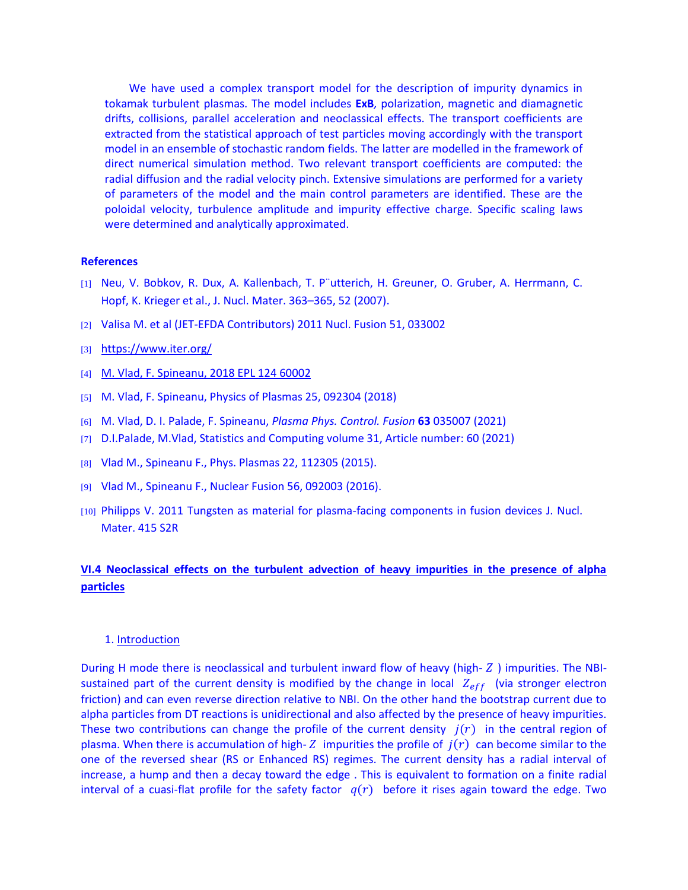We have used a complex transport model for the description of impurity dynamics in tokamak turbulent plasmas. The model includes **ExB**, polarization, magnetic and diamagnetic drifts, collisions, parallel acceleration and neoclassical effects. The transport coefficients are extracted from the statistical approach of test particles moving accordingly with the transport model in an ensemble of stochastic random fields. The latter are modelled in the framework of direct numerical simulation method. Two relevant transport coefficients are computed: the radial diffusion and the radial velocity pinch. Extensive simulations are performed for a variety of parameters of the model and the main control parameters are identified. These are the poloidal velocity, turbulence amplitude and impurity effective charge. Specific scaling laws were determined and analytically approximated.

**References**

[1] Neu, V. Bobkov, R. Dux, A. Kallenbach, T. P¨utterich, H. Greuner, O. Gruber, A. Herrmann, C. Hopf, K. Krieger et al., J. Nucl. Mater. 363–365, 52 (2007).

[2] Valisa M. et al (JET-EFDA Contributors) 2011 Nucl. Fusion 51, 033002

[3] https://www.iter.org/

[4] M. Vlad, F. Spineanu, 2018 EPL 124 60002

[5] M. Vlad, F. Spineanu, Physics of Plasmas 25, 092304 (2018)

[6] M. Vlad, D. I. Palade, F. Spineanu, *Plasma Phys. Control. Fusion* **63** 035007 (2021)

[7] D.I.Palade, M.Vlad, Statistics and Computing volume 31, Article number: 60 (2021)

[8] Vlad M., Spineanu F., Phys. Plasmas 22, 112305 (2015).

[9] Vlad M., Spineanu F., Nuclear Fusion 56, 092003 (2016).

[10] Philipps V. 2011 Tungsten as material for plasma-facing components in fusion devices J. Nucl. Mater. 415 S2R

## VI.4 Neoclassical effects on the turbulent advection of heavy impurities in the presence of alpha particles

1. Introduction

During H mode there is neoclassical and turbulent inward flow of heavy (high- $Z$ ) impurities. The NBI-sustained part of the current density is modified by the change in local $Z_{eff}$ (via stronger electron friction) and can even reverse direction relative to NBI. On the other hand the bootstrap current due to alpha particles from DT reactions is unidirectional and also affected by the presence of heavy impurities. These two contributions can change the profile of the current density $j(r)$ in the central region of plasma. When there is accumulation of high- $Z$ impurities the profile of $j(r)$ can become similar to the one of the reversed shear (RS or Enhanced RS) regimes. The current density has a radial interval of increase, a hump and then a decay toward the edge . This is equivalent to formation on a finite radial interval of a cuasi-flat profile for the safety factor $q(r)$ before it rises again toward the edge. Two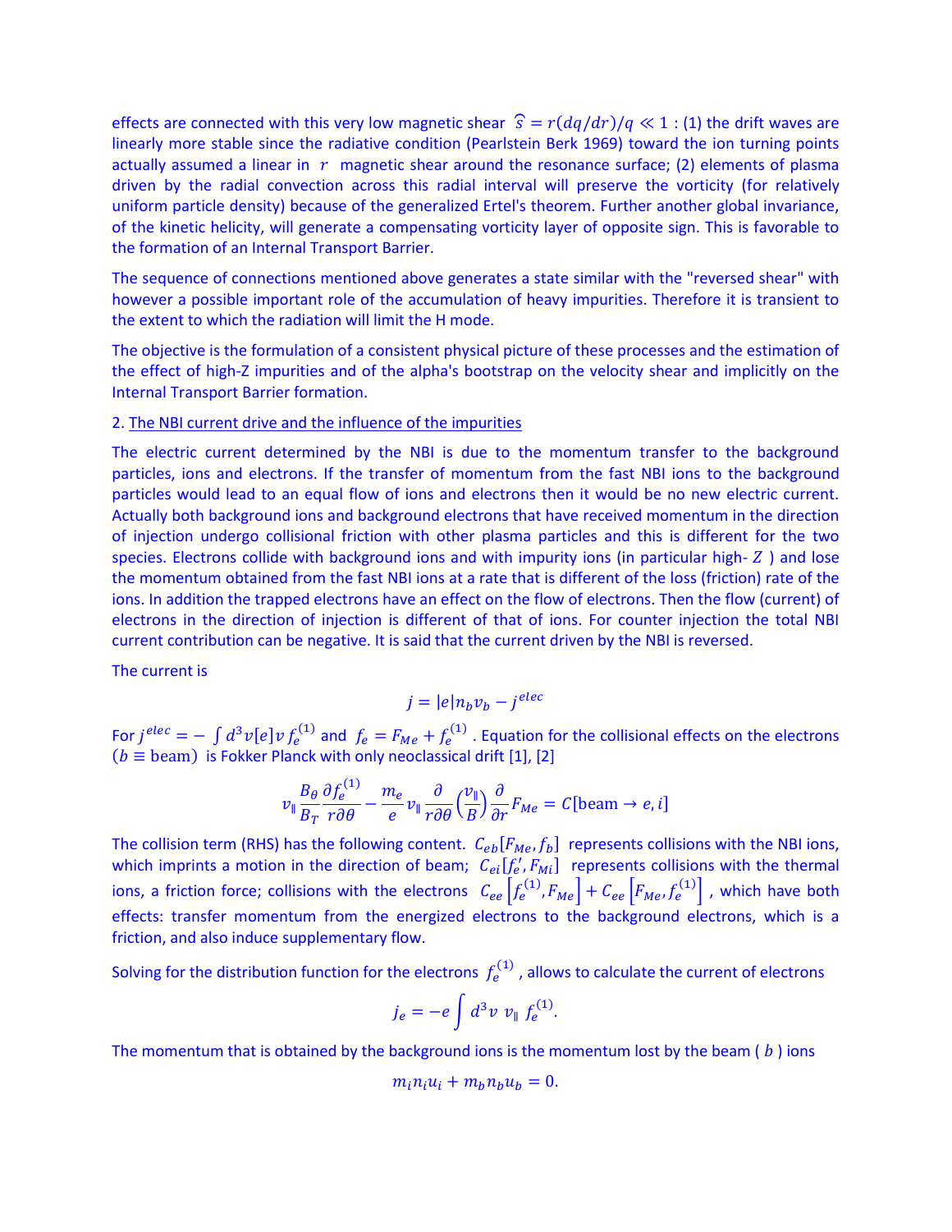effects are connected with this very low magnetic shear $\widehat{s} = r(dq/dr)/q \ll 1$ : (1) the drift waves are linearly more stable since the radiative condition (Pearlstein Berk 1969) toward the ion turning points actually assumed a linear in $r$ magnetic shear around the resonance surface; (2) elements of plasma driven by the radial convection across this radial interval will preserve the vorticity (for relatively uniform particle density) because of the generalized Ertel's theorem. Further another global invariance, of the kinetic helicity, will generate a compensating vorticity layer of opposite sign. This is favorable to the formation of an Internal Transport Barrier.

The sequence of connections mentioned above generates a state similar with the "reversed shear" with however a possible important role of the accumulation of heavy impurities. Therefore it is transient to the extent to which the radiation will limit the H mode.

The objective is the formulation of a consistent physical picture of these processes and the estimation of the effect of high-Z impurities and of the alpha's bootstrap on the velocity shear and implicitly on the Internal Transport Barrier formation.

2. <u>The NBI current drive and the influence of the impurities</u>

The electric current determined by the NBI is due to the momentum transfer to the background particles, ions and electrons. If the transfer of momentum from the fast NBI ions to the background particles would lead to an equal flow of ions and electrons then it would be no new electric current. Actually both background ions and background electrons that have received momentum in the direction of injection undergo collisional friction with other plasma particles and this is different for the two species. Electrons collide with background ions and with impurity ions (in particular high-$Z$ ) and lose the momentum obtained from the fast NBI ions at a rate that is different of the loss (friction) rate of the ions. In addition the trapped electrons have an effect on the flow of electrons. Then the flow (current) of electrons in the direction of injection is different of that of ions. For counter injection the total NBI current contribution can be negative. It is said that the current driven by the NBI is reversed.

The current is

$$j = |e| n_b v_b - j^{elec}$$

For $j^{elec} = -\int d^3v [e] v f_e^{(1)}$ and $f_e = F_{Me} + f_e^{(1)}$ . Equation for the collisional effects on the electrons ($b \equiv$ beam) is Fokker Planck with only neoclassical drift [1], [2]

$$v_\parallel \frac{B_\theta}{B_T} \frac{\partial f_e^{(1)}}{r\partial\theta} - \frac{m_e}{e} v_\parallel \frac{\partial}{r\partial\theta}\left(\frac{v_\parallel}{B}\right) \frac{\partial}{\partial r} F_{Me} = C[\text{beam} \rightarrow e, i]$$

The collision term (RHS) has the following content. $C_{eb}[F_{Me}, f_b]$ represents collisions with the NBI ions, which imprints a motion in the direction of beam; $C_{ei}[f_e', F_{Mi}]$ represents collisions with the thermal ions, a friction force; collisions with the electrons $C_{ee}\left[f_e^{(1)}, F_{Me}\right] + C_{ee}\left[F_{Me}, f_e^{(1)}\right]$ , which have both effects: transfer momentum from the energized electrons to the background electrons, which is a friction, and also induce supplementary flow.

Solving for the distribution function for the electrons $f_e^{(1)}$ , allows to calculate the current of electrons

$$j_e = -e \int d^3v \; v_\parallel \; f_e^{(1)}.$$

The momentum that is obtained by the background ions is the momentum lost by the beam ( $b$ ) ions

$$m_i n_i u_i + m_b n_b u_b = 0.$$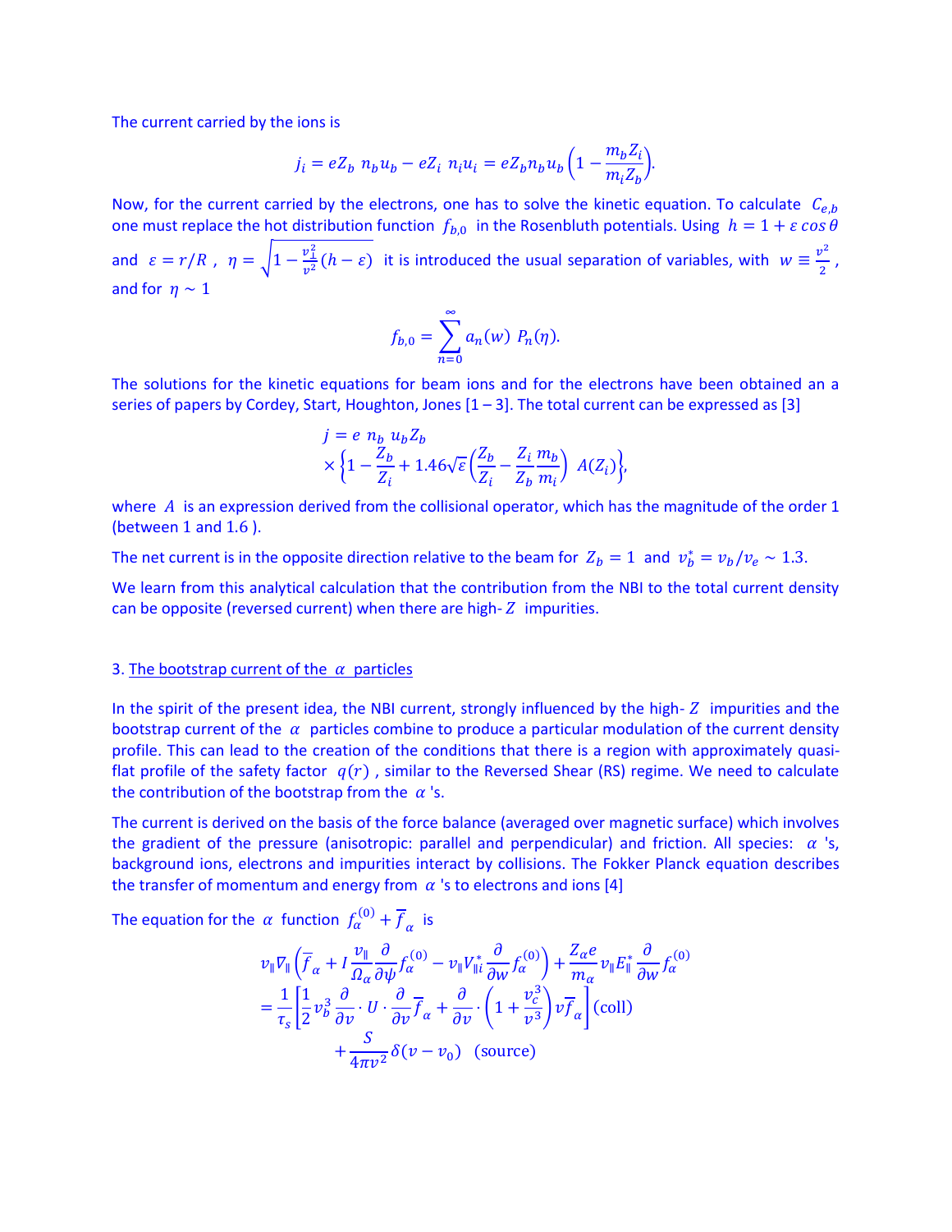The current carried by the ions is

$$j_i = eZ_b\ n_b u_b - eZ_i\ n_i u_i = eZ_b n_b u_b \left(1 - \frac{m_b Z_i}{m_i Z_b}\right).$$

Now, for the current carried by the electrons, one has to solve the kinetic equation. To calculate $C_{e,b}$ one must replace the hot distribution function $f_{b,0}$ in the Rosenbluth potentials. Using $h = 1 + \varepsilon \cos\theta$ and $\varepsilon = r/R$ , $\eta = \sqrt{1 - \frac{v_\perp^2}{v^2}(h - \varepsilon)}$ it is introduced the usual separation of variables, with $w \equiv \frac{v^2}{2}$ , and for $\eta \sim 1$

$$f_{b,0} = \sum_{n=0}^{\infty} a_n(w)\ P_n(\eta).$$

The solutions for the kinetic equations for beam ions and for the electrons have been obtained an a series of papers by Cordey, Start, Houghton, Jones [1 – 3]. The total current can be expressed as [3]

$$j = e\ n_b\ u_b Z_b \times \left\{1 - \frac{Z_b}{Z_i} + 1.46\sqrt{\varepsilon}\left(\frac{Z_b}{Z_i} - \frac{Z_i}{Z_b}\frac{m_b}{m_i}\right)\ A(Z_i)\right\},$$

where $A$ is an expression derived from the collisional operator, which has the magnitude of the order 1 (between 1 and 1.6 ).

The net current is in the opposite direction relative to the beam for $Z_b = 1$ and $v_b^* = v_b/v_e \sim 1.3$.

We learn from this analytical calculation that the contribution from the NBI to the total current density can be opposite (reversed current) when there are high-$Z$ impurities.

## 3. The bootstrap current of the $\alpha$ particles

In the spirit of the present idea, the NBI current, strongly influenced by the high-$Z$ impurities and the bootstrap current of the $\alpha$ particles combine to produce a particular modulation of the current density profile. This can lead to the creation of the conditions that there is a region with approximately quasi-flat profile of the safety factor $q(r)$ , similar to the Reversed Shear (RS) regime. We need to calculate the contribution of the bootstrap from the $\alpha$ 's.

The current is derived on the basis of the force balance (averaged over magnetic surface) which involves the gradient of the pressure (anisotropic: parallel and perpendicular) and friction. All species: $\alpha$ 's, background ions, electrons and impurities interact by collisions. The Fokker Planck equation describes the transfer of momentum and energy from $\alpha$ 's to electrons and ions [4]

The equation for the $\alpha$ function $f_\alpha^{(0)} + \overline{f}_\alpha$ is

$$v_\parallel \nabla_\parallel \left(\overline{f}_\alpha + I\frac{v_\parallel}{\Omega_\alpha}\frac{\partial}{\partial\psi}f_\alpha^{(0)} - v_\parallel V_{\parallel i}^* \frac{\partial}{\partial w}f_\alpha^{(0)}\right) + \frac{Z_\alpha e}{m_\alpha} v_\parallel E_\parallel^* \frac{\partial}{\partial w}f_\alpha^{(0)}$$
$$= \frac{1}{\tau_s}\left[\frac{1}{2}v_b^3 \frac{\partial}{\partial v}\cdot U \cdot \frac{\partial}{\partial v}\overline{f}_\alpha + \frac{\partial}{\partial v}\cdot\left(1 + \frac{v_c^3}{v^3}\right)v\overline{f}_\alpha\right] \text{(coll)}$$
$$+ \frac{S}{4\pi v^2}\delta(v - v_0) \quad \text{(source)}$$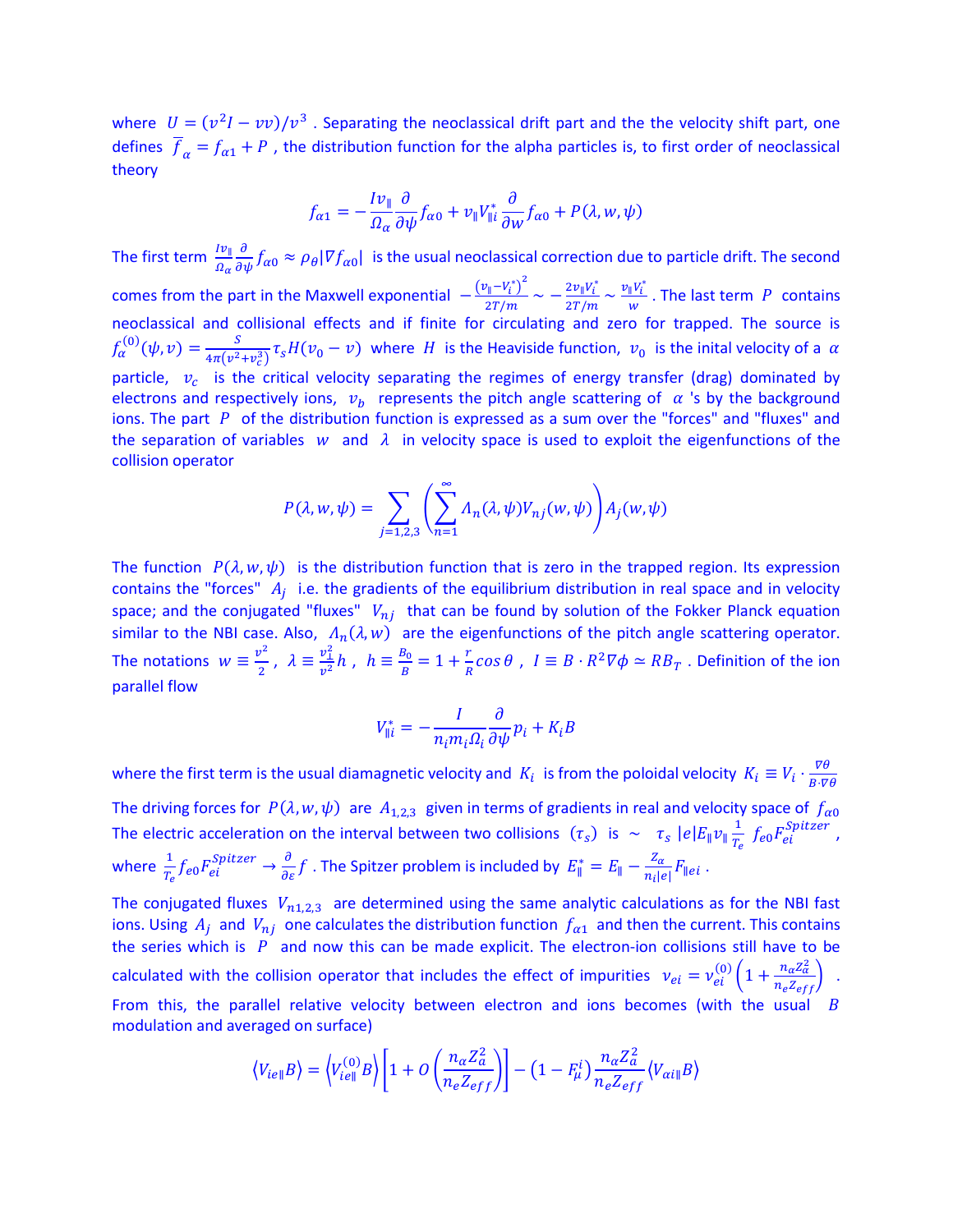where $U = (v^2 I - vv)/v^3$ . Separating the neoclassical drift part and the the velocity shift part, one defines $\overline{f}_\alpha = f_{\alpha 1} + P$ , the distribution function for the alpha particles is, to first order of neoclassical theory

$$f_{\alpha 1} = -\frac{I v_\parallel}{\Omega_\alpha} \frac{\partial}{\partial \psi} f_{\alpha 0} + v_\parallel V_{\parallel i}^* \frac{\partial}{\partial w} f_{\alpha 0} + P(\lambda, w, \psi)$$

The first term $\frac{I v_\parallel}{\Omega_\alpha} \frac{\partial}{\partial \psi} f_{\alpha 0} \approx \rho_\theta |\nabla f_{\alpha 0}|$ is the usual neoclassical correction due to particle drift. The second comes from the part in the Maxwell exponential $-\frac{(v_\parallel - V_i^*)^2}{2T/m} \sim -\frac{2 v_\parallel V_i^*}{2T/m} \sim \frac{v_\parallel V_i^*}{w}$ . The last term $P$ contains neoclassical and collisional effects and if finite for circulating and zero for trapped. The source is $f_\alpha^{(0)}(\psi, v) = \frac{S}{4\pi(v^2 + v_c^3)} \tau_s H(v_0 - v)$ where $H$ is the Heaviside function, $v_0$ is the inital velocity of a $\alpha$ particle, $v_c$ is the critical velocity separating the regimes of energy transfer (drag) dominated by electrons and respectively ions, $v_b$ represents the pitch angle scattering of $\alpha$ 's by the background ions. The part $P$ of the distribution function is expressed as a sum over the "forces" and "fluxes" and the separation of variables $w$ and $\lambda$ in velocity space is used to exploit the eigenfunctions of the collision operator

$$P(\lambda, w, \psi) = \sum_{j=1,2,3} \left( \sum_{n=1}^{\infty} \Lambda_n(\lambda, \psi) V_{nj}(w, \psi) \right) A_j(w, \psi)$$

The function $P(\lambda, w, \psi)$ is the distribution function that is zero in the trapped region. Its expression contains the "forces" $A_j$ i.e. the gradients of the equilibrium distribution in real space and in velocity space; and the conjugated "fluxes" $V_{nj}$ that can be found by solution of the Fokker Planck equation similar to the NBI case. Also, $\Lambda_n(\lambda, w)$ are the eigenfunctions of the pitch angle scattering operator. The notations $w \equiv \frac{v^2}{2}$ , $\lambda \equiv \frac{v_\perp^2}{v^2} h$ , $h \equiv \frac{B_0}{B} = 1 + \frac{r}{R} \cos\theta$ , $I \equiv B \cdot R^2 \nabla \phi \simeq R B_T$ . Definition of the ion parallel flow

$$V_{\parallel i}^* = -\frac{I}{n_i m_i \Omega_i} \frac{\partial}{\partial \psi} p_i + K_i B$$

where the first term is the usual diamagnetic velocity and $K_i$ is from the poloidal velocity $K_i \equiv V_i \cdot \frac{\nabla \theta}{B \cdot \nabla \theta}$

The driving forces for $P(\lambda, w, \psi)$ are $A_{1,2,3}$ given in terms of gradients in real and velocity space of $f_{\alpha 0}$ The electric acceleration on the interval between two collisions $(\tau_s)$ is $\sim \tau_s |e| E_\parallel v_\parallel \frac{1}{T_e} f_{e0} F_{ei}^{Spitzer}$ , where $\frac{1}{T_e} f_{e0} F_{ei}^{Spitzer} \to \frac{\partial}{\partial \varepsilon} f$ . The Spitzer problem is included by $E_\parallel^* = E_\parallel - \frac{Z_\alpha}{n_i |e|} F_{\parallel ei}$ .

The conjugated fluxes $V_{n1,2,3}$ are determined using the same analytic calculations as for the NBI fast ions. Using $A_j$ and $V_{nj}$ one calculates the distribution function $f_{\alpha 1}$ and then the current. This contains the series which is $P$ and now this can be made explicit. The electron-ion collisions still have to be calculated with the collision operator that includes the effect of impurities $\nu_{ei} = \nu_{ei}^{(0)} \left(1 + \frac{n_\alpha Z_\alpha^2}{n_e Z_{eff}}\right)$ . From this, the parallel relative velocity between electron and ions becomes (with the usual $B$ modulation and averaged on surface)

$$\langle V_{ie\parallel} B \rangle = \left\langle V_{ie\parallel}^{(0)} B \right\rangle \left[ 1 + O\left( \frac{n_\alpha Z_a^2}{n_e Z_{eff}} \right) \right] - \left(1 - F_\mu^i\right) \frac{n_\alpha Z_a^2}{n_e Z_{eff}} \langle V_{\alpha i \parallel} B \rangle$$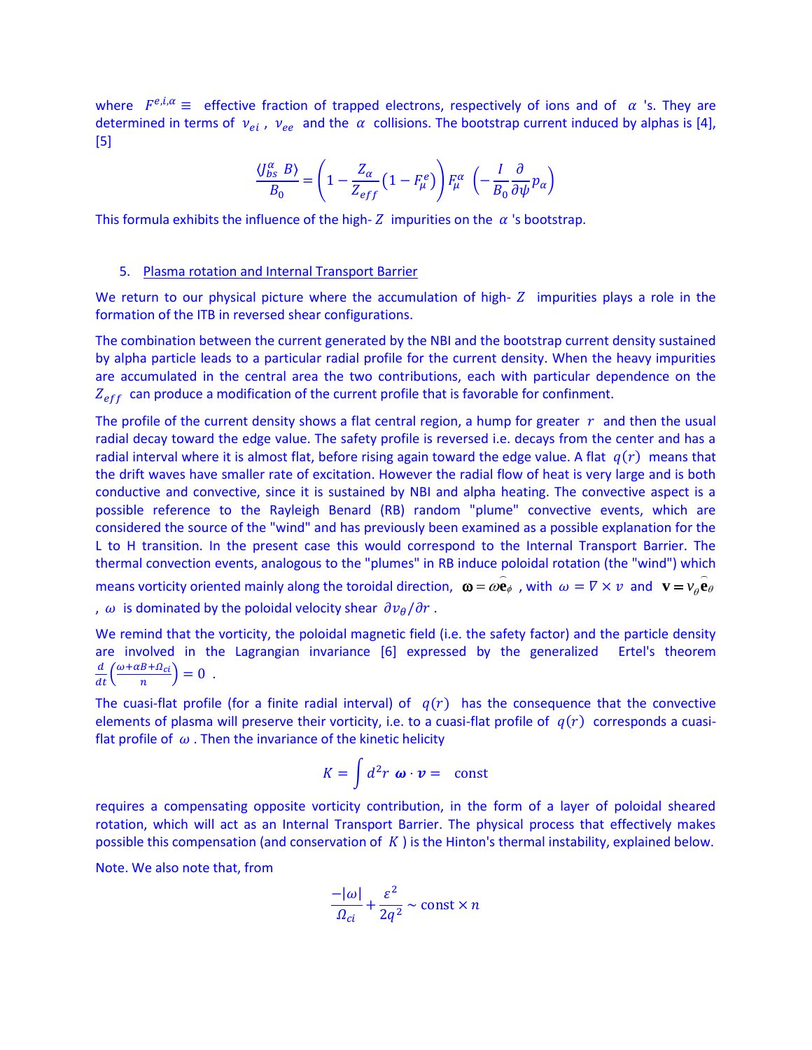where $F^{e,i,\alpha} \equiv$ effective fraction of trapped electrons, respectively of ions and of $\alpha$ 's. They are determined in terms of $\nu_{ei}$ , $\nu_{ee}$ and the $\alpha$ collisions. The bootstrap current induced by alphas is [4], [5]

$$\frac{\langle J_{bs}^{\alpha} \, B \rangle}{B_0} = \left(1 - \frac{Z_\alpha}{Z_{eff}}\left(1 - F_\mu^e\right)\right) F_\mu^\alpha \, \left(-\frac{I}{B_0}\frac{\partial}{\partial \psi} p_\alpha\right)$$

This formula exhibits the influence of the high- $Z$ impurities on the $\alpha$ 's bootstrap.

5. Plasma rotation and Internal Transport Barrier

We return to our physical picture where the accumulation of high- $Z$ impurities plays a role in the formation of the ITB in reversed shear configurations.

The combination between the current generated by the NBI and the bootstrap current density sustained by alpha particle leads to a particular radial profile for the current density. When the heavy impurities are accumulated in the central area the two contributions, each with particular dependence on the $Z_{eff}$ can produce a modification of the current profile that is favorable for confinement.

The profile of the current density shows a flat central region, a hump for greater $r$ and then the usual radial decay toward the edge value. The safety profile is reversed i.e. decays from the center and has a radial interval where it is almost flat, before rising again toward the edge value. A flat $q(r)$ means that the drift waves have smaller rate of excitation. However the radial flow of heat is very large and is both conductive and convective, since it is sustained by NBI and alpha heating. The convective aspect is a possible reference to the Rayleigh Benard (RB) random "plume" convective events, which are considered the source of the "wind" and has previously been examined as a possible explanation for the L to H transition. In the present case this would correspond to the Internal Transport Barrier. The thermal convection events, analogous to the "plumes" in RB induce poloidal rotation (the "wind") which means vorticity oriented mainly along the toroidal direction, $\boldsymbol{\omega} = \omega \widehat{\mathbf{e}}_\phi$ , with $\omega = \nabla \times v$ and $\mathbf{v} = v_\theta \widehat{\mathbf{e}}_\theta$ , $\omega$ is dominated by the poloidal velocity shear $\partial v_\theta / \partial r$ .

We remind that the vorticity, the poloidal magnetic field (i.e. the safety factor) and the particle density are involved in the Lagrangian invariance [6] expressed by the generalized Ertel's theorem $\frac{d}{dt}\left(\frac{\omega + \alpha B + \Omega_{ci}}{n}\right) = 0$ .

The cuasi-flat profile (for a finite radial interval) of $q(r)$ has the consequence that the convective elements of plasma will preserve their vorticity, i.e. to a cuasi-flat profile of $q(r)$ corresponds a cuasi-flat profile of $\omega$ . Then the invariance of the kinetic helicity

$$K = \int d^2 r \; \boldsymbol{\omega} \cdot \boldsymbol{v} = \quad \text{const}$$

requires a compensating opposite vorticity contribution, in the form of a layer of poloidal sheared rotation, which will act as an Internal Transport Barrier. The physical process that effectively makes possible this compensation (and conservation of $K$ ) is the Hinton's thermal instability, explained below.

Note. We also note that, from

$$\frac{-|\omega|}{\Omega_{ci}} + \frac{\varepsilon^2}{2q^2} \sim \text{const} \times n$$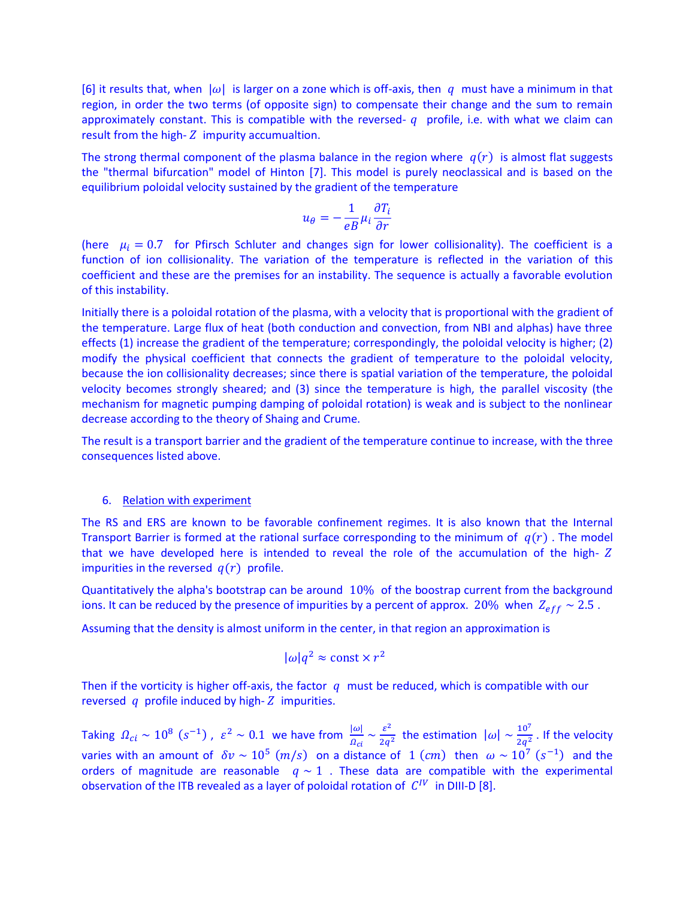[6] it results that, when $|\omega|$ is larger on a zone which is off-axis, then $q$ must have a minimum in that region, in order the two terms (of opposite sign) to compensate their change and the sum to remain approximately constant. This is compatible with the reversed-$q$ profile, i.e. with what we claim can result from the high-$Z$ impurity accumualtion.

The strong thermal component of the plasma balance in the region where $q(r)$ is almost flat suggests the "thermal bifurcation" model of Hinton [7]. This model is purely neoclassical and is based on the equilibrium poloidal velocity sustained by the gradient of the temperature

$$u_\theta = -\frac{1}{eB}\mu_i \frac{\partial T_i}{\partial r}$$

(here $\mu_i = 0.7$ for Pfirsch Schluter and changes sign for lower collisionality). The coefficient is a function of ion collisionality. The variation of the temperature is reflected in the variation of this coefficient and these are the premises for an instability. The sequence is actually a favorable evolution of this instability.

Initially there is a poloidal rotation of the plasma, with a velocity that is proportional with the gradient of the temperature. Large flux of heat (both conduction and convection, from NBI and alphas) have three effects (1) increase the gradient of the temperature; correspondingly, the poloidal velocity is higher; (2) modify the physical coefficient that connects the gradient of temperature to the poloidal velocity, because the ion collisionality decreases; since there is spatial variation of the temperature, the poloidal velocity becomes strongly sheared; and (3) since the temperature is high, the parallel viscosity (the mechanism for magnetic pumping damping of poloidal rotation) is weak and is subject to the nonlinear decrease according to the theory of Shaing and Crume.

The result is a transport barrier and the gradient of the temperature continue to increase, with the three consequences listed above.

## 6. Relation with experiment

The RS and ERS are known to be favorable confinement regimes. It is also known that the Internal Transport Barrier is formed at the rational surface corresponding to the minimum of $q(r)$. The model that we have developed here is intended to reveal the role of the accumulation of the high-$Z$ impurities in the reversed $q(r)$ profile.

Quantitatively the alpha's bootstrap can be around $10\%$ of the boostrap current from the background ions. It can be reduced by the presence of impurities by a percent of approx. $20\%$ when $Z_{eff} \sim 2.5$.

Assuming that the density is almost uniform in the center, in that region an approximation is

$$|\omega| q^2 \approx \text{const} \times r^2$$

Then if the vorticity is higher off-axis, the factor $q$ must be reduced, which is compatible with our reversed $q$ profile induced by high-$Z$ impurities.

Taking $\Omega_{ci} \sim 10^8 \ (s^{-1})$, $\varepsilon^2 \sim 0.1$ we have from $\frac{|\omega|}{\Omega_{ci}} \sim \frac{\varepsilon^2}{2q^2}$ the estimation $|\omega| \sim \frac{10^7}{2q^2}$. If the velocity varies with an amount of $\delta v \sim 10^5 \ (m/s)$ on a distance of $1 \ (cm)$ then $\omega \sim 10^7 \ (s^{-1})$ and the orders of magnitude are reasonable $q \sim 1$. These data are compatible with the experimental observation of the ITB revealed as a layer of poloidal rotation of $C^{IV}$ in DIII-D [8].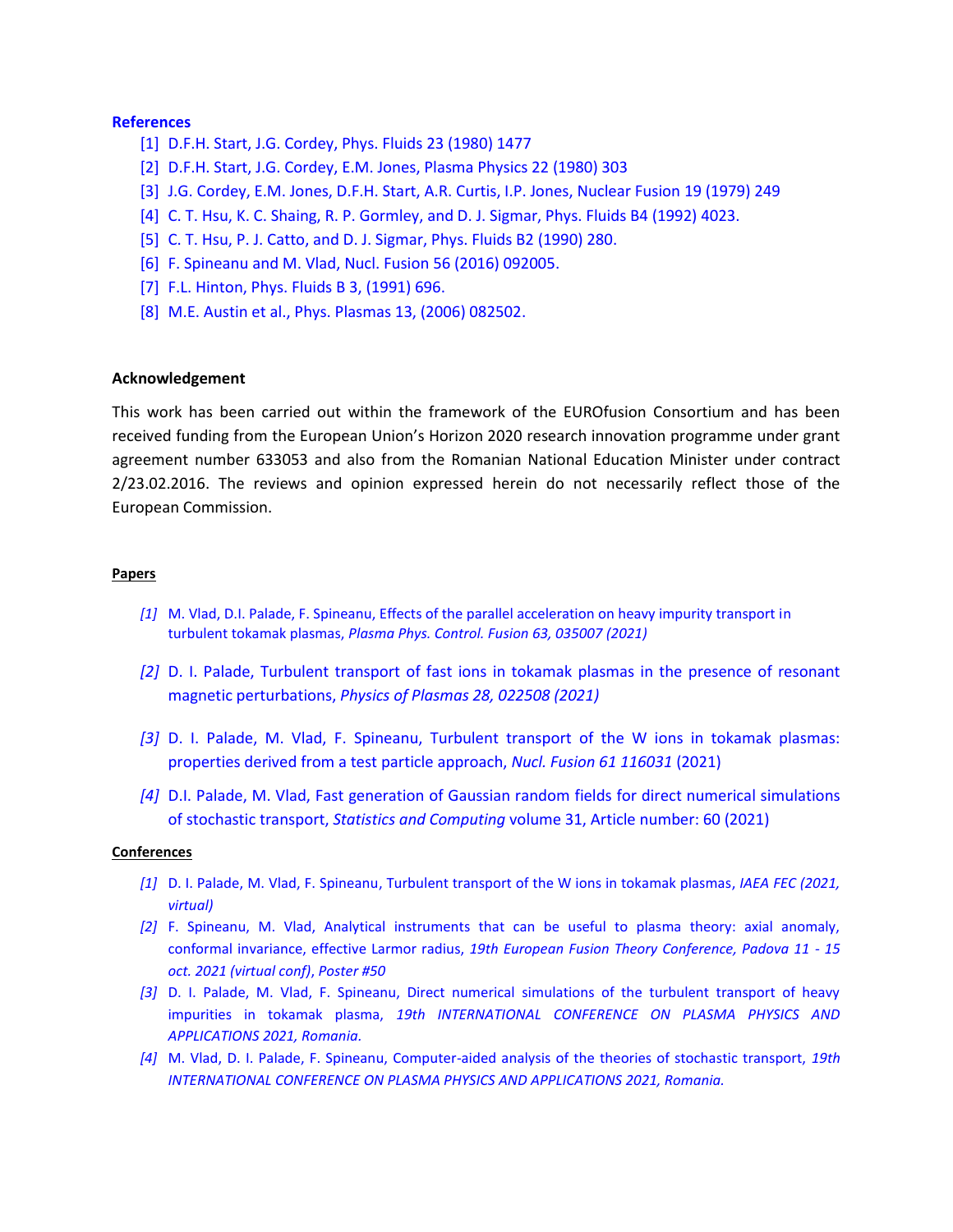## References

[1] D.F.H. Start, J.G. Cordey, Phys. Fluids 23 (1980) 1477

[2] D.F.H. Start, J.G. Cordey, E.M. Jones, Plasma Physics 22 (1980) 303

[3] J.G. Cordey, E.M. Jones, D.F.H. Start, A.R. Curtis, I.P. Jones, Nuclear Fusion 19 (1979) 249

[4] C. T. Hsu, K. C. Shaing, R. P. Gormley, and D. J. Sigmar, Phys. Fluids B4 (1992) 4023.

[5] C. T. Hsu, P. J. Catto, and D. J. Sigmar, Phys. Fluids B2 (1990) 280.

[6] F. Spineanu and M. Vlad, Nucl. Fusion 56 (2016) 092005.

[7] F.L. Hinton, Phys. Fluids B 3, (1991) 696.

[8] M.E. Austin et al., Phys. Plasmas 13, (2006) 082502.

## Acknowledgement

This work has been carried out within the framework of the EUROfusion Consortium and has been received funding from the European Union's Horizon 2020 research innovation programme under grant agreement number 633053 and also from the Romanian National Education Minister under contract 2/23.02.2016. The reviews and opinion expressed herein do not necessarily reflect those of the European Commission.

### Papers

*[1]* M. Vlad, D.I. Palade, F. Spineanu, Effects of the parallel acceleration on heavy impurity transport in turbulent tokamak plasmas, *Plasma Phys. Control. Fusion 63, 035007 (2021)*

*[2]* D. I. Palade, Turbulent transport of fast ions in tokamak plasmas in the presence of resonant magnetic perturbations, *Physics of Plasmas 28, 022508 (2021)*

*[3]* D. I. Palade, M. Vlad, F. Spineanu, Turbulent transport of the W ions in tokamak plasmas: properties derived from a test particle approach, *Nucl. Fusion 61 116031* (2021)

*[4]* D.I. Palade, M. Vlad, Fast generation of Gaussian random fields for direct numerical simulations of stochastic transport, *Statistics and Computing* volume 31, Article number: 60 (2021)

### Conferences

*[1]* D. I. Palade, M. Vlad, F. Spineanu, Turbulent transport of the W ions in tokamak plasmas, *IAEA FEC (2021, virtual)*

*[2]* F. Spineanu, M. Vlad, Analytical instruments that can be useful to plasma theory: axial anomaly, conformal invariance, effective Larmor radius, *19th European Fusion Theory Conference, Padova 11 - 15 oct. 2021 (virtual conf)*, *Poster #50*

*[3]* D. I. Palade, M. Vlad, F. Spineanu, Direct numerical simulations of the turbulent transport of heavy impurities in tokamak plasma, *19th INTERNATIONAL CONFERENCE ON PLASMA PHYSICS AND APPLICATIONS 2021, Romania.*

*[4]* M. Vlad, D. I. Palade, F. Spineanu, Computer-aided analysis of the theories of stochastic transport, *19th INTERNATIONAL CONFERENCE ON PLASMA PHYSICS AND APPLICATIONS 2021, Romania.*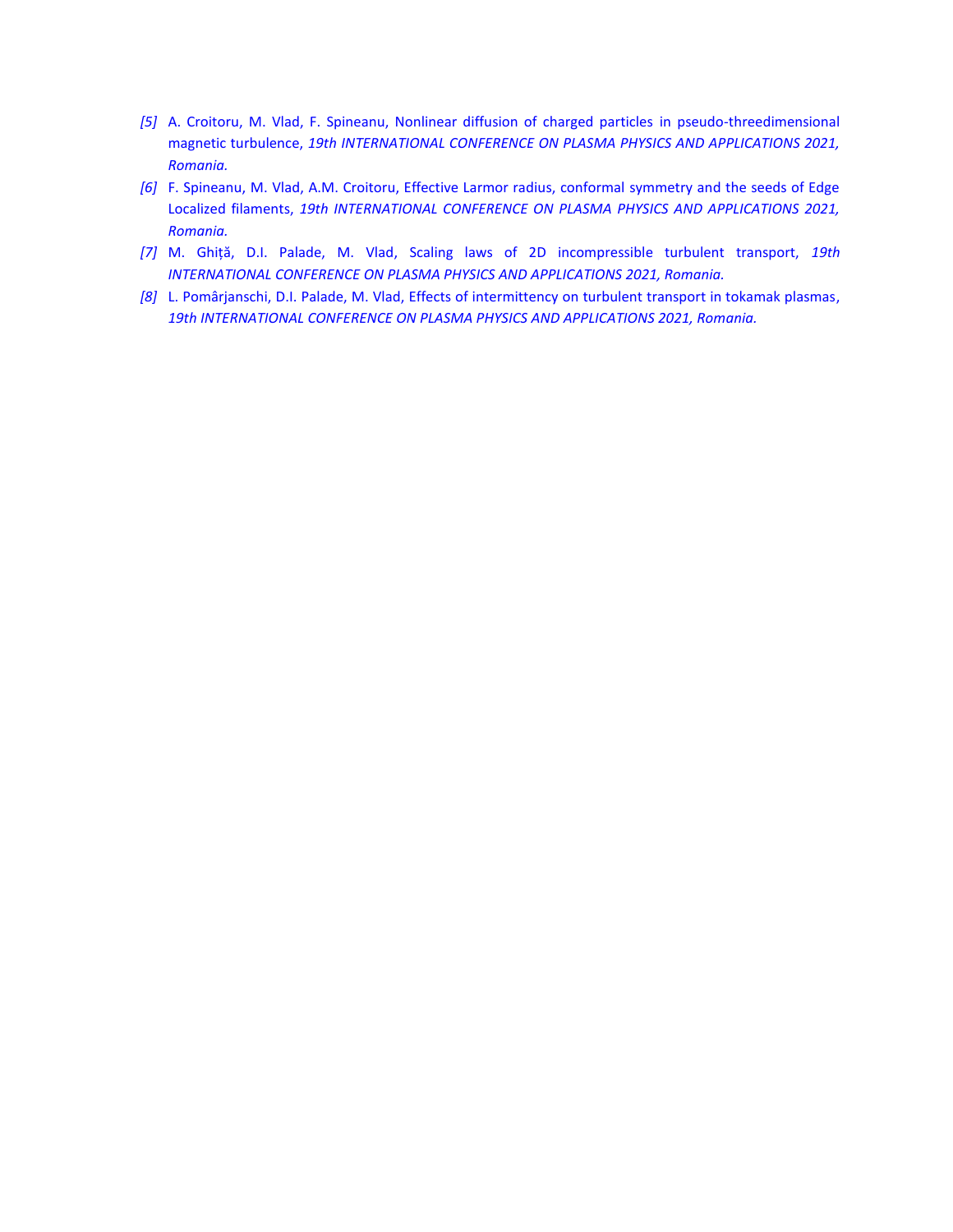*[5]* A. Croitoru, M. Vlad, F. Spineanu, Nonlinear diffusion of charged particles in pseudo-threedimensional magnetic turbulence, *19th INTERNATIONAL CONFERENCE ON PLASMA PHYSICS AND APPLICATIONS 2021, Romania.*

*[6]* F. Spineanu, M. Vlad, A.M. Croitoru, Effective Larmor radius, conformal symmetry and the seeds of Edge Localized filaments, *19th INTERNATIONAL CONFERENCE ON PLASMA PHYSICS AND APPLICATIONS 2021, Romania.*

*[7]* M. Ghiță, D.I. Palade, M. Vlad, Scaling laws of 2D incompressible turbulent transport, *19th INTERNATIONAL CONFERENCE ON PLASMA PHYSICS AND APPLICATIONS 2021, Romania.*

*[8]* L. Pomârjanschi, D.I. Palade, M. Vlad, Effects of intermittency on turbulent transport in tokamak plasmas, *19th INTERNATIONAL CONFERENCE ON PLASMA PHYSICS AND APPLICATIONS 2021, Romania.*